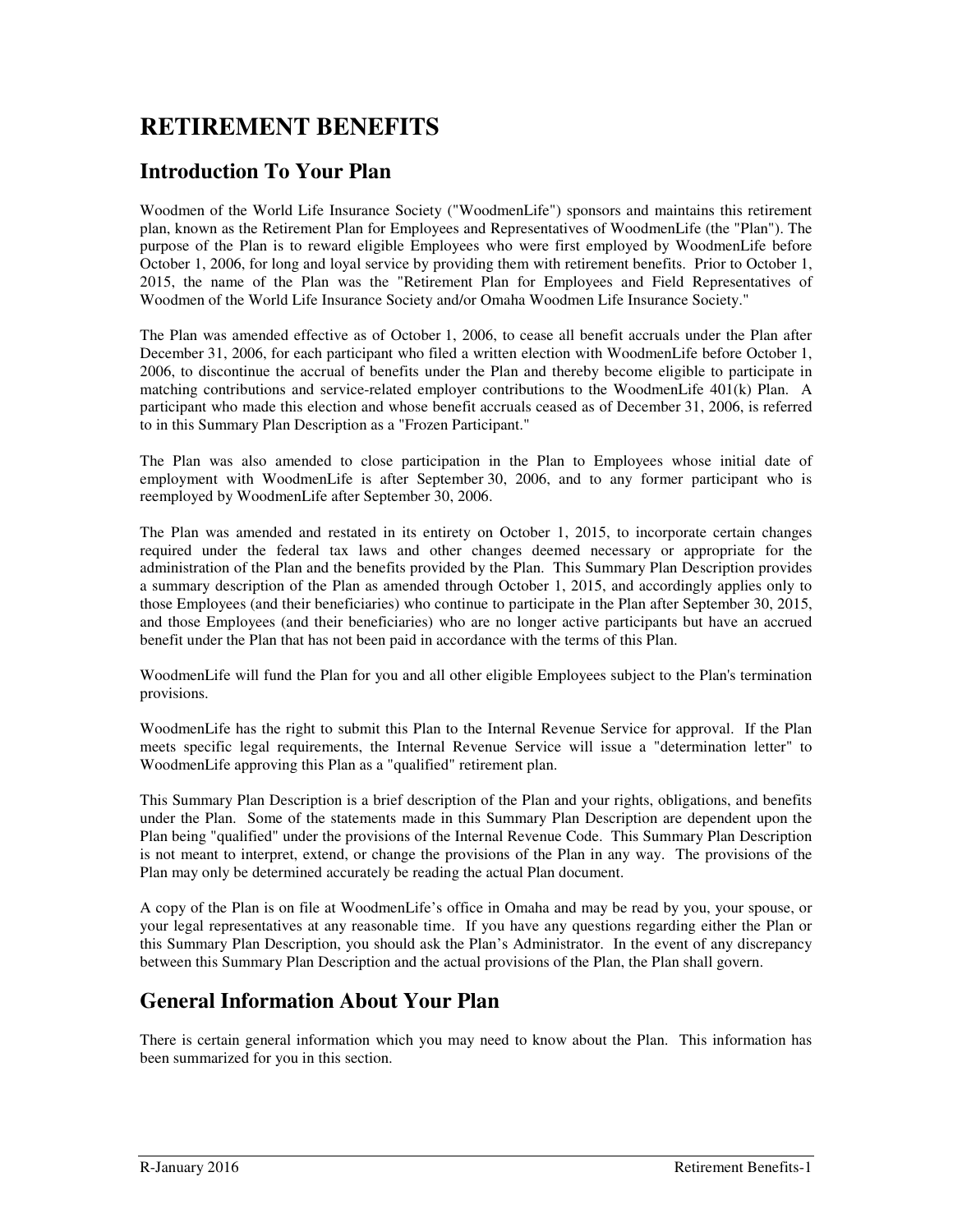# RETIREMENT BENEFITS

## Introduction To Your Plan

Woodmen of the World Life Insurance Society ("WoodmenLife") sponsors and maintains this retirement plan, known as the Retirement Plan for Employees and Representatives of WoodmenLife (the "Plan"). The purpose of the Plan is to reward eligible Employees who were first employed by WoodmenLife before October 1, 2006, for long and loyal service by providing them with retirement benefits. Prior to October 1, 2015, the name of the Plan was the "Retirement Plan for Employees and Field Representatives of Woodmen of the World Life Insurance Society and/or Omaha Woodmen Life Insurance Society."

The Plan was amended effective as of October 1, 2006, to cease all benefit accruals under the Plan after December 31, 2006, for each participant who filed a written election with WoodmenLife before October 1, 2006, to discontinue the accrual of benefits under the Plan and thereby become eligible to participate in matching contributions and service-related employer contributions to the WoodmenLife 401(k) Plan. A participant who made this election and whose benefit accruals ceased as of December 31, 2006, is referred to in this Summary Plan Description as a "Frozen Participant."

The Plan was also amended to close participation in the Plan to Employees whose initial date of employment with WoodmenLife is after September 30, 2006, and to any former participant who is reemployed by WoodmenLife after September 30, 2006.

The Plan was amended and restated in its entirety on October 1, 2015, to incorporate certain changes required under the federal tax laws and other changes deemed necessary or appropriate for the administration of the Plan and the benefits provided by the Plan. This Summary Plan Description provides a summary description of the Plan as amended through October 1, 2015, and accordingly applies only to those Employees (and their beneficiaries) who continue to participate in the Plan after September 30, 2015, and those Employees (and their beneficiaries) who are no longer active participants but have an accrued benefit under the Plan that has not been paid in accordance with the terms of this Plan.

WoodmenLife will fund the Plan for you and all other eligible Employees subject to the Plan's termination provisions.

WoodmenLife has the right to submit this Plan to the Internal Revenue Service for approval. If the Plan meets specific legal requirements, the Internal Revenue Service will issue a "determination letter" to WoodmenLife approving this Plan as a "qualified" retirement plan.

This Summary Plan Description is a brief description of the Plan and your rights, obligations, and benefits under the Plan. Some of the statements made in this Summary Plan Description are dependent upon the Plan being "qualified" under the provisions of the Internal Revenue Code. This Summary Plan Description is not meant to interpret, extend, or change the provisions of the Plan in any way. The provisions of the Plan may only be determined accurately be reading the actual Plan document.

A copy of the Plan is on file at WoodmenLife's office in Omaha and may be read by you, your spouse, or your legal representatives at any reasonable time. If you have any questions regarding either the Plan or this Summary Plan Description, you should ask the Plan's Administrator. In the event of any discrepancy between this Summary Plan Description and the actual provisions of the Plan, the Plan shall govern.

## General Information About Your Plan

There is certain general information which you may need to know about the Plan. This information has been summarized for you in this section.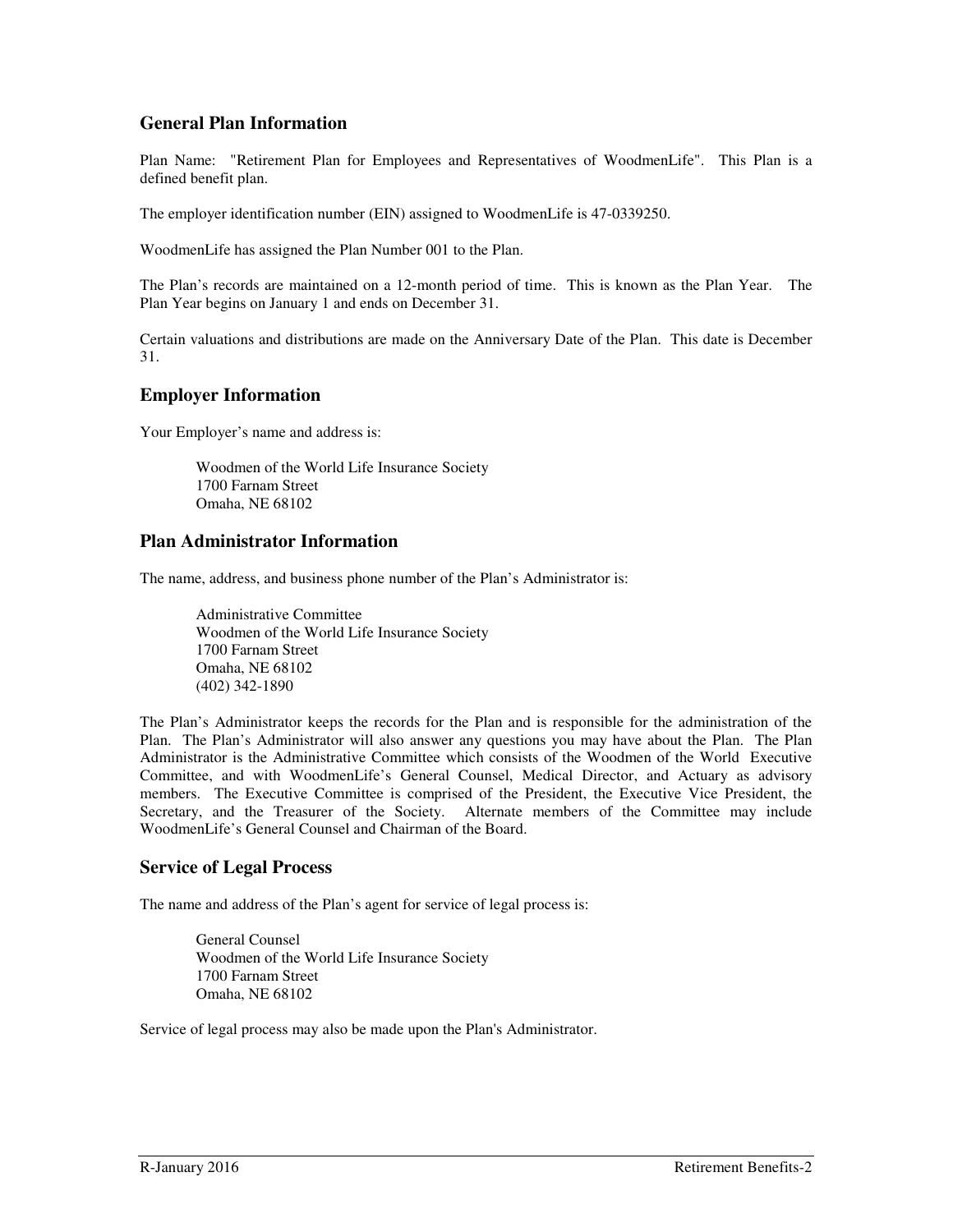## General Plan Information

Plan Name: "Retirement Plan for Employees and Representatives of WoodmenLife". This Plan is a defined benefit plan.

The employer identification number (EIN) assigned to WoodmenLife is 47-0339250.

WoodmenLife has assigned the Plan Number 001 to the Plan.

The Plan's records are maintained on a 12-month period of time. This is known as the Plan Year. The Plan Year begins on January 1 and ends on December 31.

Certain valuations and distributions are made on the Anniversary Date of the Plan. This date is December 31.

## Employer Information

Your Employer's name and address is:

Woodmen of the World Life Insurance Society
1700 Farnam Street
Omaha, NE 68102

## Plan Administrator Information

The name, address, and business phone number of the Plan's Administrator is:

Administrative Committee
Woodmen of the World Life Insurance Society
1700 Farnam Street
Omaha, NE 68102
(402) 342-1890

The Plan's Administrator keeps the records for the Plan and is responsible for the administration of the Plan. The Plan's Administrator will also answer any questions you may have about the Plan. The Plan Administrator is the Administrative Committee which consists of the Woodmen of the World Executive Committee, and with WoodmenLife's General Counsel, Medical Director, and Actuary as advisory members. The Executive Committee is comprised of the President, the Executive Vice President, the Secretary, and the Treasurer of the Society. Alternate members of the Committee may include WoodmenLife's General Counsel and Chairman of the Board.

## Service of Legal Process

The name and address of the Plan's agent for service of legal process is:

General Counsel
Woodmen of the World Life Insurance Society
1700 Farnam Street
Omaha, NE 68102

Service of legal process may also be made upon the Plan's Administrator.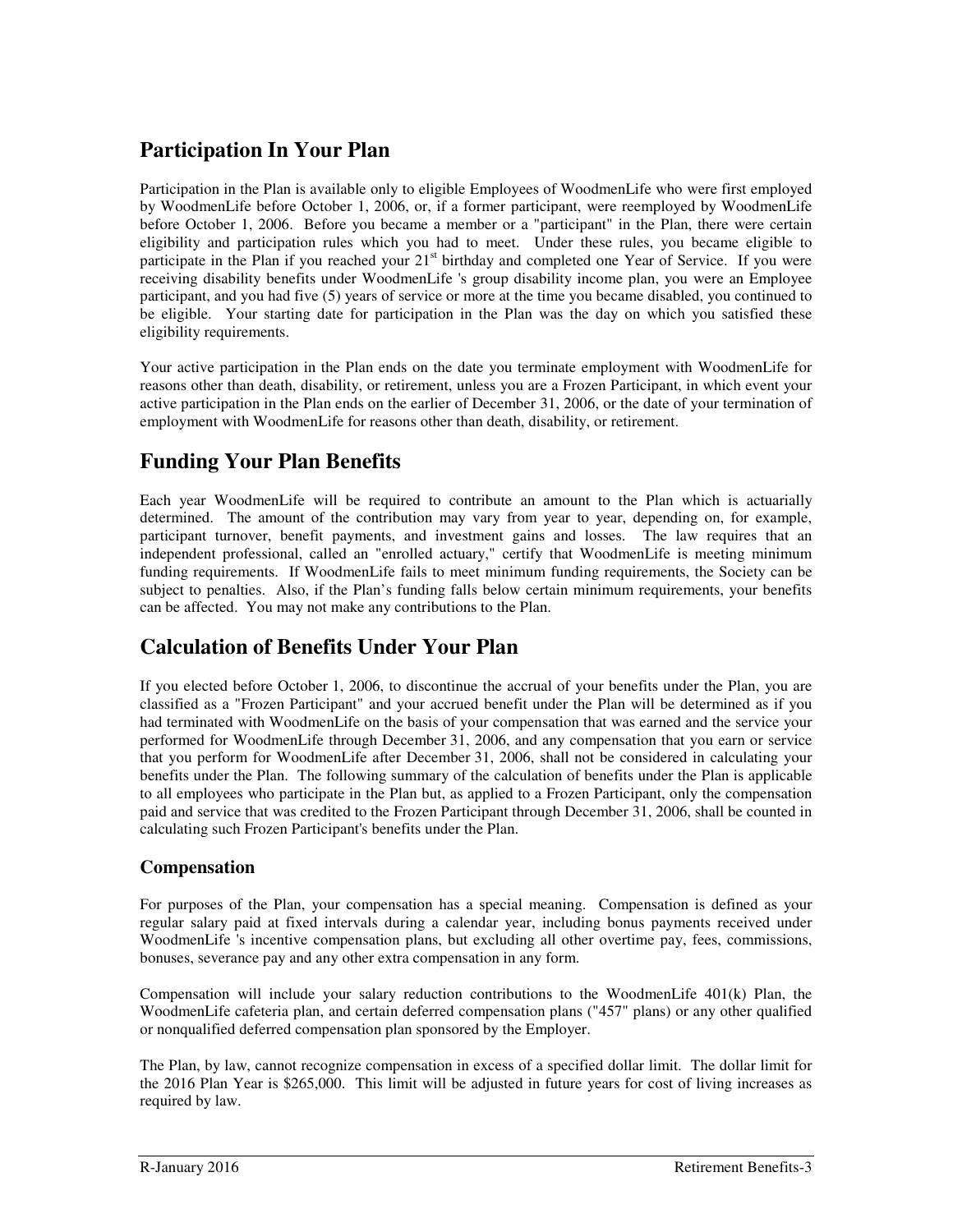## Participation In Your Plan

Participation in the Plan is available only to eligible Employees of WoodmenLife who were first employed by WoodmenLife before October 1, 2006, or, if a former participant, were reemployed by WoodmenLife before October 1, 2006. Before you became a member or a "participant" in the Plan, there were certain eligibility and participation rules which you had to meet. Under these rules, you became eligible to participate in the Plan if you reached your 21st birthday and completed one Year of Service. If you were receiving disability benefits under WoodmenLife 's group disability income plan, you were an Employee participant, and you had five (5) years of service or more at the time you became disabled, you continued to be eligible. Your starting date for participation in the Plan was the day on which you satisfied these eligibility requirements.

Your active participation in the Plan ends on the date you terminate employment with WoodmenLife for reasons other than death, disability, or retirement, unless you are a Frozen Participant, in which event your active participation in the Plan ends on the earlier of December 31, 2006, or the date of your termination of employment with WoodmenLife for reasons other than death, disability, or retirement.

## Funding Your Plan Benefits

Each year WoodmenLife will be required to contribute an amount to the Plan which is actuarially determined. The amount of the contribution may vary from year to year, depending on, for example, participant turnover, benefit payments, and investment gains and losses. The law requires that an independent professional, called an "enrolled actuary," certify that WoodmenLife is meeting minimum funding requirements. If WoodmenLife fails to meet minimum funding requirements, the Society can be subject to penalties. Also, if the Plan's funding falls below certain minimum requirements, your benefits can be affected. You may not make any contributions to the Plan.

## Calculation of Benefits Under Your Plan

If you elected before October 1, 2006, to discontinue the accrual of your benefits under the Plan, you are classified as a "Frozen Participant" and your accrued benefit under the Plan will be determined as if you had terminated with WoodmenLife on the basis of your compensation that was earned and the service your performed for WoodmenLife through December 31, 2006, and any compensation that you earn or service that you perform for WoodmenLife after December 31, 2006, shall not be considered in calculating your benefits under the Plan. The following summary of the calculation of benefits under the Plan is applicable to all employees who participate in the Plan but, as applied to a Frozen Participant, only the compensation paid and service that was credited to the Frozen Participant through December 31, 2006, shall be counted in calculating such Frozen Participant's benefits under the Plan.

### Compensation

For purposes of the Plan, your compensation has a special meaning. Compensation is defined as your regular salary paid at fixed intervals during a calendar year, including bonus payments received under WoodmenLife 's incentive compensation plans, but excluding all other overtime pay, fees, commissions, bonuses, severance pay and any other extra compensation in any form.

Compensation will include your salary reduction contributions to the WoodmenLife 401(k) Plan, the WoodmenLife cafeteria plan, and certain deferred compensation plans ("457" plans) or any other qualified or nonqualified deferred compensation plan sponsored by the Employer.

The Plan, by law, cannot recognize compensation in excess of a specified dollar limit. The dollar limit for the 2016 Plan Year is $265,000. This limit will be adjusted in future years for cost of living increases as required by law.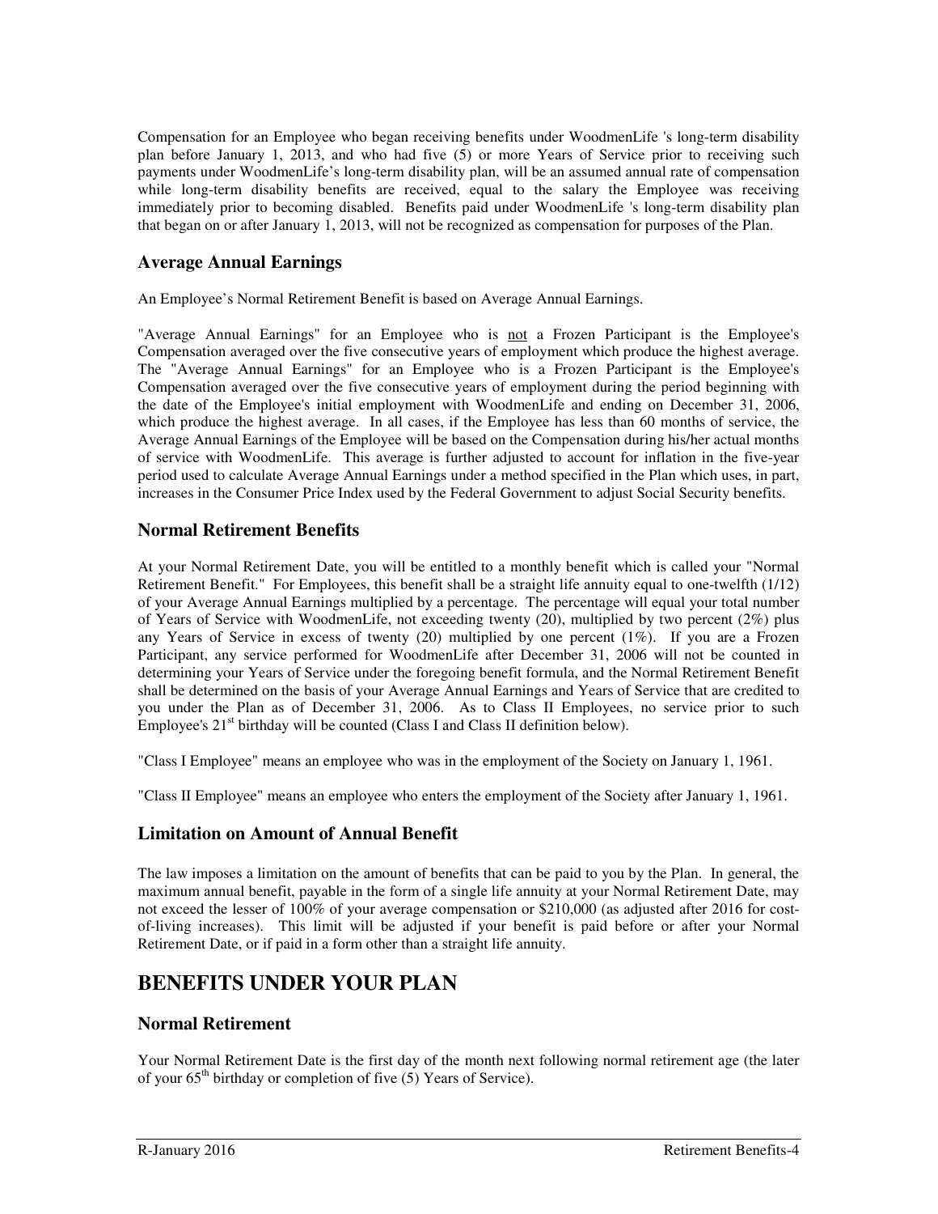Compensation for an Employee who began receiving benefits under WoodmenLife 's long-term disability plan before January 1, 2013, and who had five (5) or more Years of Service prior to receiving such payments under WoodmenLife's long-term disability plan, will be an assumed annual rate of compensation while long-term disability benefits are received, equal to the salary the Employee was receiving immediately prior to becoming disabled. Benefits paid under WoodmenLife 's long-term disability plan that began on or after January 1, 2013, will not be recognized as compensation for purposes of the Plan.

### Average Annual Earnings

An Employee's Normal Retirement Benefit is based on Average Annual Earnings.

"Average Annual Earnings" for an Employee who is <u>not</u> a Frozen Participant is the Employee's Compensation averaged over the five consecutive years of employment which produce the highest average. The "Average Annual Earnings" for an Employee who is a Frozen Participant is the Employee's Compensation averaged over the five consecutive years of employment during the period beginning with the date of the Employee's initial employment with WoodmenLife and ending on December 31, 2006, which produce the highest average. In all cases, if the Employee has less than 60 months of service, the Average Annual Earnings of the Employee will be based on the Compensation during his/her actual months of service with WoodmenLife. This average is further adjusted to account for inflation in the five-year period used to calculate Average Annual Earnings under a method specified in the Plan which uses, in part, increases in the Consumer Price Index used by the Federal Government to adjust Social Security benefits.

### Normal Retirement Benefits

At your Normal Retirement Date, you will be entitled to a monthly benefit which is called your "Normal Retirement Benefit." For Employees, this benefit shall be a straight life annuity equal to one-twelfth (1/12) of your Average Annual Earnings multiplied by a percentage. The percentage will equal your total number of Years of Service with WoodmenLife, not exceeding twenty (20), multiplied by two percent (2%) plus any Years of Service in excess of twenty (20) multiplied by one percent (1%). If you are a Frozen Participant, any service performed for WoodmenLife after December 31, 2006 will not be counted in determining your Years of Service under the foregoing benefit formula, and the Normal Retirement Benefit shall be determined on the basis of your Average Annual Earnings and Years of Service that are credited to you under the Plan as of December 31, 2006. As to Class II Employees, no service prior to such Employee's 21st birthday will be counted (Class I and Class II definition below).

"Class I Employee" means an employee who was in the employment of the Society on January 1, 1961.

"Class II Employee" means an employee who enters the employment of the Society after January 1, 1961.

### Limitation on Amount of Annual Benefit

The law imposes a limitation on the amount of benefits that can be paid to you by the Plan. In general, the maximum annual benefit, payable in the form of a single life annuity at your Normal Retirement Date, may not exceed the lesser of 100% of your average compensation or $210,000 (as adjusted after 2016 for cost-of-living increases). This limit will be adjusted if your benefit is paid before or after your Normal Retirement Date, or if paid in a form other than a straight life annuity.

## BENEFITS UNDER YOUR PLAN

### Normal Retirement

Your Normal Retirement Date is the first day of the month next following normal retirement age (the later of your 65th birthday or completion of five (5) Years of Service).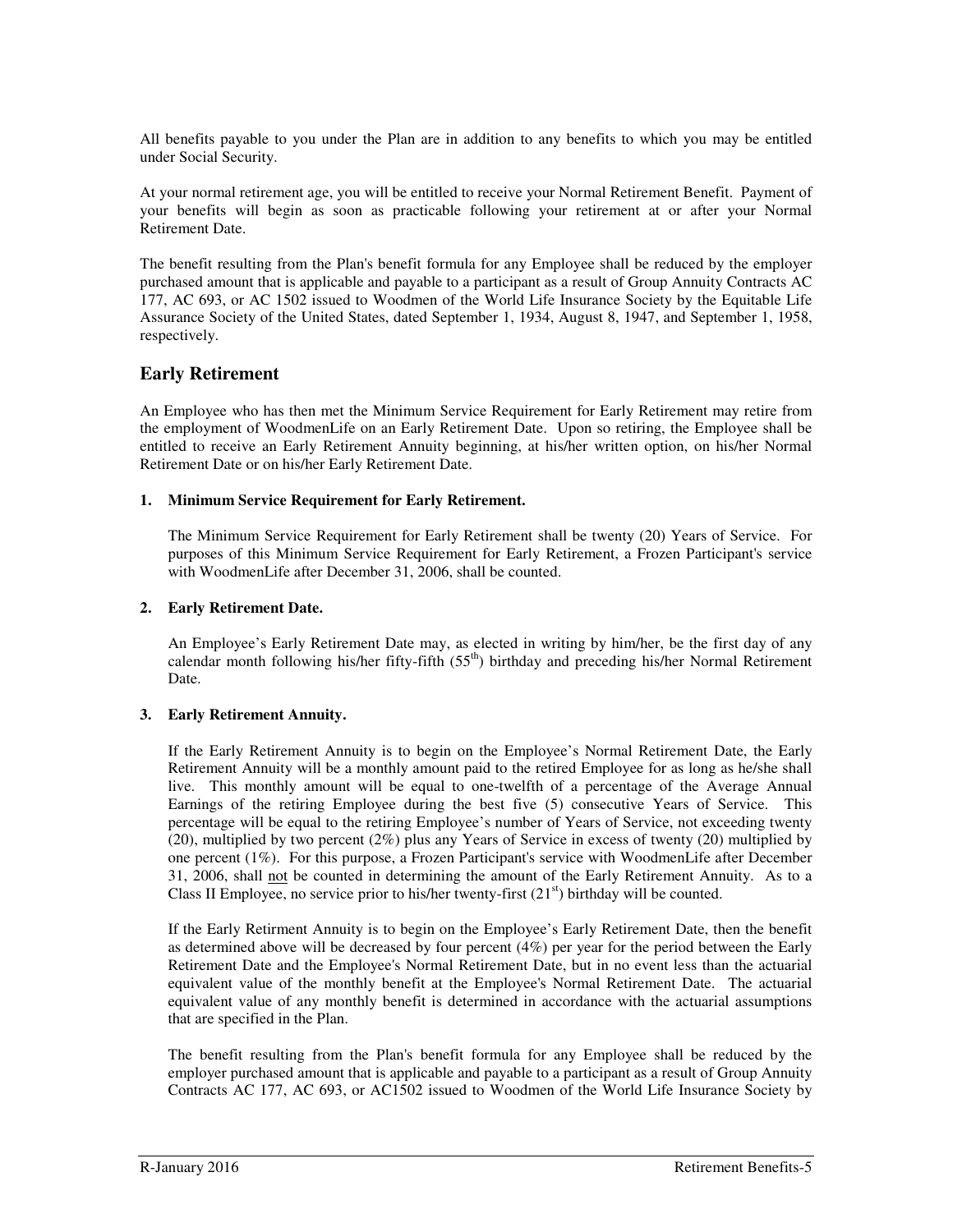All benefits payable to you under the Plan are in addition to any benefits to which you may be entitled under Social Security.

At your normal retirement age, you will be entitled to receive your Normal Retirement Benefit. Payment of your benefits will begin as soon as practicable following your retirement at or after your Normal Retirement Date.

The benefit resulting from the Plan's benefit formula for any Employee shall be reduced by the employer purchased amount that is applicable and payable to a participant as a result of Group Annuity Contracts AC 177, AC 693, or AC 1502 issued to Woodmen of the World Life Insurance Society by the Equitable Life Assurance Society of the United States, dated September 1, 1934, August 8, 1947, and September 1, 1958, respectively.

## Early Retirement

An Employee who has then met the Minimum Service Requirement for Early Retirement may retire from the employment of WoodmenLife on an Early Retirement Date. Upon so retiring, the Employee shall be entitled to receive an Early Retirement Annuity beginning, at his/her written option, on his/her Normal Retirement Date or on his/her Early Retirement Date.

**1. Minimum Service Requirement for Early Retirement.**

The Minimum Service Requirement for Early Retirement shall be twenty (20) Years of Service. For purposes of this Minimum Service Requirement for Early Retirement, a Frozen Participant's service with WoodmenLife after December 31, 2006, shall be counted.

**2. Early Retirement Date.**

An Employee's Early Retirement Date may, as elected in writing by him/her, be the first day of any calendar month following his/her fifty-fifth (55th) birthday and preceding his/her Normal Retirement Date.

**3. Early Retirement Annuity.**

If the Early Retirement Annuity is to begin on the Employee's Normal Retirement Date, the Early Retirement Annuity will be a monthly amount paid to the retired Employee for as long as he/she shall live. This monthly amount will be equal to one-twelfth of a percentage of the Average Annual Earnings of the retiring Employee during the best five (5) consecutive Years of Service. This percentage will be equal to the retiring Employee's number of Years of Service, not exceeding twenty (20), multiplied by two percent (2%) plus any Years of Service in excess of twenty (20) multiplied by one percent (1%). For this purpose, a Frozen Participant's service with WoodmenLife after December 31, 2006, shall not be counted in determining the amount of the Early Retirement Annuity. As to a Class II Employee, no service prior to his/her twenty-first (21st) birthday will be counted.

If the Early Retirment Annuity is to begin on the Employee's Early Retirement Date, then the benefit as determined above will be decreased by four percent (4%) per year for the period between the Early Retirement Date and the Employee's Normal Retirement Date, but in no event less than the actuarial equivalent value of the monthly benefit at the Employee's Normal Retirement Date. The actuarial equivalent value of any monthly benefit is determined in accordance with the actuarial assumptions that are specified in the Plan.

The benefit resulting from the Plan's benefit formula for any Employee shall be reduced by the employer purchased amount that is applicable and payable to a participant as a result of Group Annuity Contracts AC 177, AC 693, or AC1502 issued to Woodmen of the World Life Insurance Society by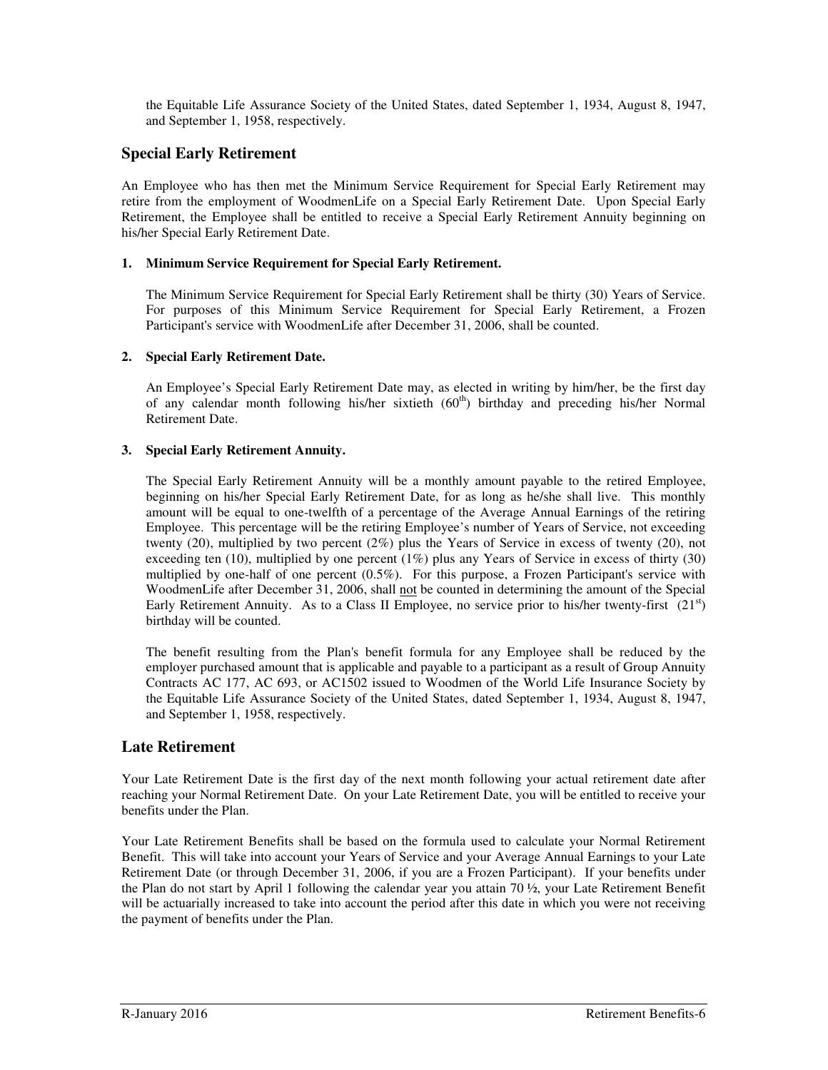the Equitable Life Assurance Society of the United States, dated September 1, 1934, August 8, 1947, and September 1, 1958, respectively.

## Special Early Retirement

An Employee who has then met the Minimum Service Requirement for Special Early Retirement may retire from the employment of WoodmenLife on a Special Early Retirement Date. Upon Special Early Retirement, the Employee shall be entitled to receive a Special Early Retirement Annuity beginning on his/her Special Early Retirement Date.

**1. Minimum Service Requirement for Special Early Retirement.**

The Minimum Service Requirement for Special Early Retirement shall be thirty (30) Years of Service. For purposes of this Minimum Service Requirement for Special Early Retirement, a Frozen Participant's service with WoodmenLife after December 31, 2006, shall be counted.

**2. Special Early Retirement Date.**

An Employee's Special Early Retirement Date may, as elected in writing by him/her, be the first day of any calendar month following his/her sixtieth (60th) birthday and preceding his/her Normal Retirement Date.

**3. Special Early Retirement Annuity.**

The Special Early Retirement Annuity will be a monthly amount payable to the retired Employee, beginning on his/her Special Early Retirement Date, for as long as he/she shall live. This monthly amount will be equal to one-twelfth of a percentage of the Average Annual Earnings of the retiring Employee. This percentage will be the retiring Employee's number of Years of Service, not exceeding twenty (20), multiplied by two percent (2%) plus the Years of Service in excess of twenty (20), not exceeding ten (10), multiplied by one percent (1%) plus any Years of Service in excess of thirty (30) multiplied by one-half of one percent (0.5%). For this purpose, a Frozen Participant's service with WoodmenLife after December 31, 2006, shall not be counted in determining the amount of the Special Early Retirement Annuity. As to a Class II Employee, no service prior to his/her twenty-first (21st) birthday will be counted.

The benefit resulting from the Plan's benefit formula for any Employee shall be reduced by the employer purchased amount that is applicable and payable to a participant as a result of Group Annuity Contracts AC 177, AC 693, or AC1502 issued to Woodmen of the World Life Insurance Society by the Equitable Life Assurance Society of the United States, dated September 1, 1934, August 8, 1947, and September 1, 1958, respectively.

## Late Retirement

Your Late Retirement Date is the first day of the next month following your actual retirement date after reaching your Normal Retirement Date. On your Late Retirement Date, you will be entitled to receive your benefits under the Plan.

Your Late Retirement Benefits shall be based on the formula used to calculate your Normal Retirement Benefit. This will take into account your Years of Service and your Average Annual Earnings to your Late Retirement Date (or through December 31, 2006, if you are a Frozen Participant). If your benefits under the Plan do not start by April 1 following the calendar year you attain 70 ½, your Late Retirement Benefit will be actuarially increased to take into account the period after this date in which you were not receiving the payment of benefits under the Plan.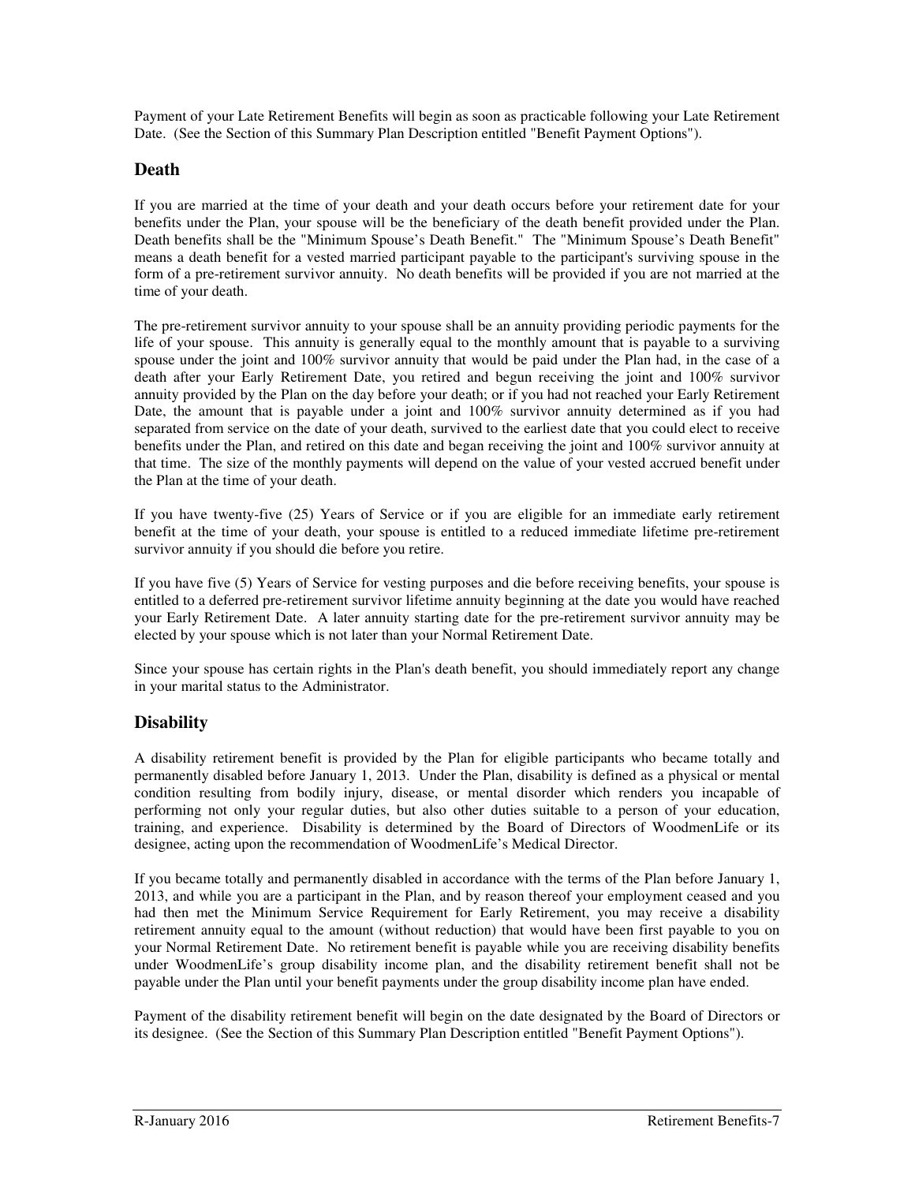Payment of your Late Retirement Benefits will begin as soon as practicable following your Late Retirement Date. (See the Section of this Summary Plan Description entitled "Benefit Payment Options").

## Death

If you are married at the time of your death and your death occurs before your retirement date for your benefits under the Plan, your spouse will be the beneficiary of the death benefit provided under the Plan. Death benefits shall be the "Minimum Spouse's Death Benefit." The "Minimum Spouse's Death Benefit" means a death benefit for a vested married participant payable to the participant's surviving spouse in the form of a pre-retirement survivor annuity. No death benefits will be provided if you are not married at the time of your death.

The pre-retirement survivor annuity to your spouse shall be an annuity providing periodic payments for the life of your spouse. This annuity is generally equal to the monthly amount that is payable to a surviving spouse under the joint and 100% survivor annuity that would be paid under the Plan had, in the case of a death after your Early Retirement Date, you retired and begun receiving the joint and 100% survivor annuity provided by the Plan on the day before your death; or if you had not reached your Early Retirement Date, the amount that is payable under a joint and 100% survivor annuity determined as if you had separated from service on the date of your death, survived to the earliest date that you could elect to receive benefits under the Plan, and retired on this date and began receiving the joint and 100% survivor annuity at that time. The size of the monthly payments will depend on the value of your vested accrued benefit under the Plan at the time of your death.

If you have twenty-five (25) Years of Service or if you are eligible for an immediate early retirement benefit at the time of your death, your spouse is entitled to a reduced immediate lifetime pre-retirement survivor annuity if you should die before you retire.

If you have five (5) Years of Service for vesting purposes and die before receiving benefits, your spouse is entitled to a deferred pre-retirement survivor lifetime annuity beginning at the date you would have reached your Early Retirement Date. A later annuity starting date for the pre-retirement survivor annuity may be elected by your spouse which is not later than your Normal Retirement Date.

Since your spouse has certain rights in the Plan's death benefit, you should immediately report any change in your marital status to the Administrator.

## Disability

A disability retirement benefit is provided by the Plan for eligible participants who became totally and permanently disabled before January 1, 2013. Under the Plan, disability is defined as a physical or mental condition resulting from bodily injury, disease, or mental disorder which renders you incapable of performing not only your regular duties, but also other duties suitable to a person of your education, training, and experience. Disability is determined by the Board of Directors of WoodmenLife or its designee, acting upon the recommendation of WoodmenLife's Medical Director.

If you became totally and permanently disabled in accordance with the terms of the Plan before January 1, 2013, and while you are a participant in the Plan, and by reason thereof your employment ceased and you had then met the Minimum Service Requirement for Early Retirement, you may receive a disability retirement annuity equal to the amount (without reduction) that would have been first payable to you on your Normal Retirement Date. No retirement benefit is payable while you are receiving disability benefits under WoodmenLife's group disability income plan, and the disability retirement benefit shall not be payable under the Plan until your benefit payments under the group disability income plan have ended.

Payment of the disability retirement benefit will begin on the date designated by the Board of Directors or its designee. (See the Section of this Summary Plan Description entitled "Benefit Payment Options").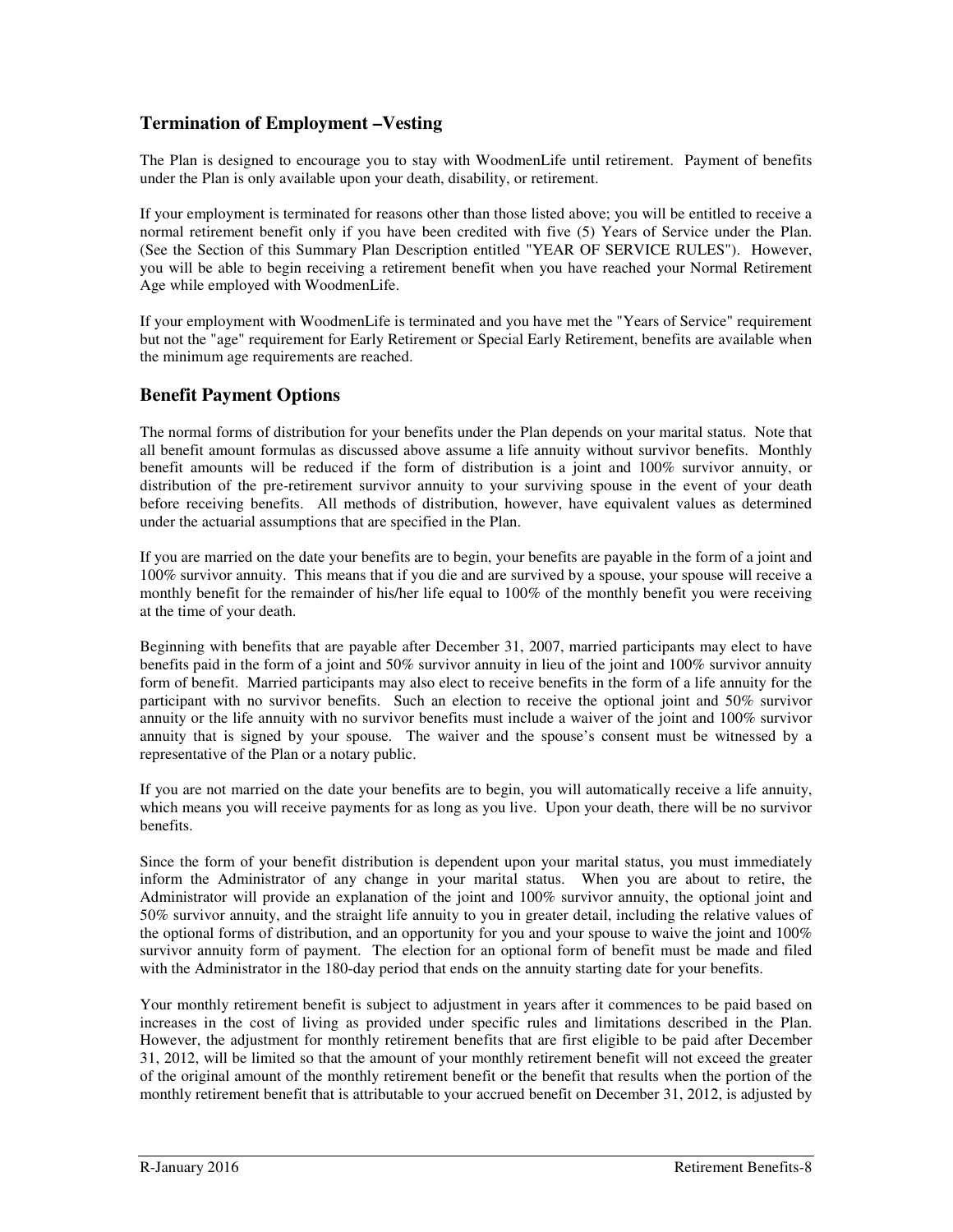## Termination of Employment –Vesting

The Plan is designed to encourage you to stay with WoodmenLife until retirement. Payment of benefits under the Plan is only available upon your death, disability, or retirement.

If your employment is terminated for reasons other than those listed above; you will be entitled to receive a normal retirement benefit only if you have been credited with five (5) Years of Service under the Plan. (See the Section of this Summary Plan Description entitled "YEAR OF SERVICE RULES"). However, you will be able to begin receiving a retirement benefit when you have reached your Normal Retirement Age while employed with WoodmenLife.

If your employment with WoodmenLife is terminated and you have met the "Years of Service" requirement but not the "age" requirement for Early Retirement or Special Early Retirement, benefits are available when the minimum age requirements are reached.

## Benefit Payment Options

The normal forms of distribution for your benefits under the Plan depends on your marital status. Note that all benefit amount formulas as discussed above assume a life annuity without survivor benefits. Monthly benefit amounts will be reduced if the form of distribution is a joint and 100% survivor annuity, or distribution of the pre-retirement survivor annuity to your surviving spouse in the event of your death before receiving benefits. All methods of distribution, however, have equivalent values as determined under the actuarial assumptions that are specified in the Plan.

If you are married on the date your benefits are to begin, your benefits are payable in the form of a joint and 100% survivor annuity. This means that if you die and are survived by a spouse, your spouse will receive a monthly benefit for the remainder of his/her life equal to 100% of the monthly benefit you were receiving at the time of your death.

Beginning with benefits that are payable after December 31, 2007, married participants may elect to have benefits paid in the form of a joint and 50% survivor annuity in lieu of the joint and 100% survivor annuity form of benefit. Married participants may also elect to receive benefits in the form of a life annuity for the participant with no survivor benefits. Such an election to receive the optional joint and 50% survivor annuity or the life annuity with no survivor benefits must include a waiver of the joint and 100% survivor annuity that is signed by your spouse. The waiver and the spouse's consent must be witnessed by a representative of the Plan or a notary public.

If you are not married on the date your benefits are to begin, you will automatically receive a life annuity, which means you will receive payments for as long as you live. Upon your death, there will be no survivor benefits.

Since the form of your benefit distribution is dependent upon your marital status, you must immediately inform the Administrator of any change in your marital status. When you are about to retire, the Administrator will provide an explanation of the joint and 100% survivor annuity, the optional joint and 50% survivor annuity, and the straight life annuity to you in greater detail, including the relative values of the optional forms of distribution, and an opportunity for you and your spouse to waive the joint and 100% survivor annuity form of payment. The election for an optional form of benefit must be made and filed with the Administrator in the 180-day period that ends on the annuity starting date for your benefits.

Your monthly retirement benefit is subject to adjustment in years after it commences to be paid based on increases in the cost of living as provided under specific rules and limitations described in the Plan. However, the adjustment for monthly retirement benefits that are first eligible to be paid after December 31, 2012, will be limited so that the amount of your monthly retirement benefit will not exceed the greater of the original amount of the monthly retirement benefit or the benefit that results when the portion of the monthly retirement benefit that is attributable to your accrued benefit on December 31, 2012, is adjusted by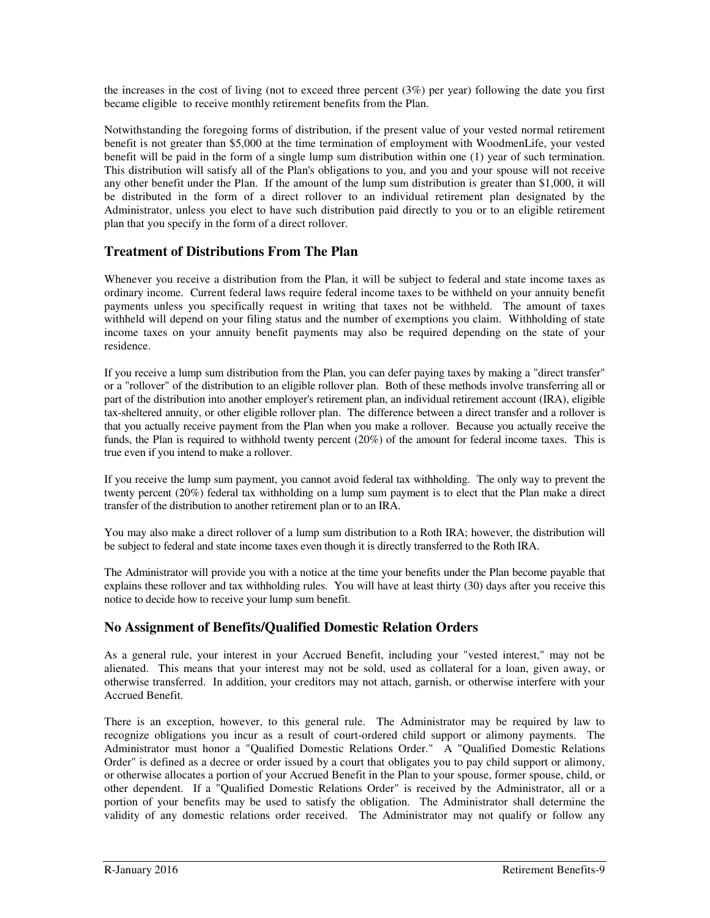the increases in the cost of living (not to exceed three percent (3%) per year) following the date you first became eligible to receive monthly retirement benefits from the Plan.

Notwithstanding the foregoing forms of distribution, if the present value of your vested normal retirement benefit is not greater than $5,000 at the time termination of employment with WoodmenLife, your vested benefit will be paid in the form of a single lump sum distribution within one (1) year of such termination. This distribution will satisfy all of the Plan's obligations to you, and you and your spouse will not receive any other benefit under the Plan. If the amount of the lump sum distribution is greater than $1,000, it will be distributed in the form of a direct rollover to an individual retirement plan designated by the Administrator, unless you elect to have such distribution paid directly to you or to an eligible retirement plan that you specify in the form of a direct rollover.

## Treatment of Distributions From The Plan

Whenever you receive a distribution from the Plan, it will be subject to federal and state income taxes as ordinary income. Current federal laws require federal income taxes to be withheld on your annuity benefit payments unless you specifically request in writing that taxes not be withheld. The amount of taxes withheld will depend on your filing status and the number of exemptions you claim. Withholding of state income taxes on your annuity benefit payments may also be required depending on the state of your residence.

If you receive a lump sum distribution from the Plan, you can defer paying taxes by making a "direct transfer" or a "rollover" of the distribution to an eligible rollover plan. Both of these methods involve transferring all or part of the distribution into another employer's retirement plan, an individual retirement account (IRA), eligible tax-sheltered annuity, or other eligible rollover plan. The difference between a direct transfer and a rollover is that you actually receive payment from the Plan when you make a rollover. Because you actually receive the funds, the Plan is required to withhold twenty percent (20%) of the amount for federal income taxes. This is true even if you intend to make a rollover.

If you receive the lump sum payment, you cannot avoid federal tax withholding. The only way to prevent the twenty percent (20%) federal tax withholding on a lump sum payment is to elect that the Plan make a direct transfer of the distribution to another retirement plan or to an IRA.

You may also make a direct rollover of a lump sum distribution to a Roth IRA; however, the distribution will be subject to federal and state income taxes even though it is directly transferred to the Roth IRA.

The Administrator will provide you with a notice at the time your benefits under the Plan become payable that explains these rollover and tax withholding rules. You will have at least thirty (30) days after you receive this notice to decide how to receive your lump sum benefit.

## No Assignment of Benefits/Qualified Domestic Relation Orders

As a general rule, your interest in your Accrued Benefit, including your "vested interest," may not be alienated. This means that your interest may not be sold, used as collateral for a loan, given away, or otherwise transferred. In addition, your creditors may not attach, garnish, or otherwise interfere with your Accrued Benefit.

There is an exception, however, to this general rule. The Administrator may be required by law to recognize obligations you incur as a result of court-ordered child support or alimony payments. The Administrator must honor a "Qualified Domestic Relations Order." A "Qualified Domestic Relations Order" is defined as a decree or order issued by a court that obligates you to pay child support or alimony, or otherwise allocates a portion of your Accrued Benefit in the Plan to your spouse, former spouse, child, or other dependent. If a "Qualified Domestic Relations Order" is received by the Administrator, all or a portion of your benefits may be used to satisfy the obligation. The Administrator shall determine the validity of any domestic relations order received. The Administrator may not qualify or follow any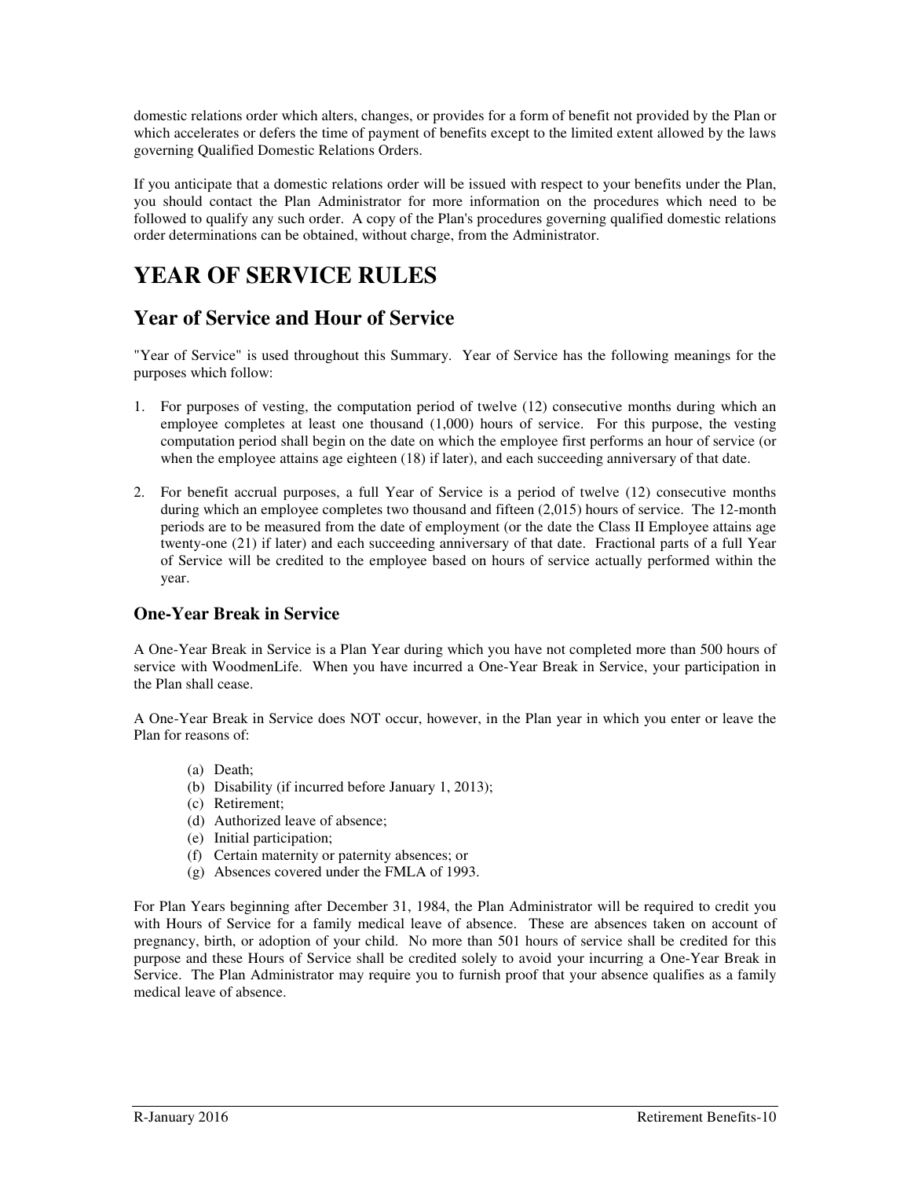domestic relations order which alters, changes, or provides for a form of benefit not provided by the Plan or which accelerates or defers the time of payment of benefits except to the limited extent allowed by the laws governing Qualified Domestic Relations Orders.

If you anticipate that a domestic relations order will be issued with respect to your benefits under the Plan, you should contact the Plan Administrator for more information on the procedures which need to be followed to qualify any such order. A copy of the Plan's procedures governing qualified domestic relations order determinations can be obtained, without charge, from the Administrator.

# YEAR OF SERVICE RULES

## Year of Service and Hour of Service

"Year of Service" is used throughout this Summary. Year of Service has the following meanings for the purposes which follow:

1. For purposes of vesting, the computation period of twelve (12) consecutive months during which an employee completes at least one thousand (1,000) hours of service. For this purpose, the vesting computation period shall begin on the date on which the employee first performs an hour of service (or when the employee attains age eighteen (18) if later), and each succeeding anniversary of that date.

2. For benefit accrual purposes, a full Year of Service is a period of twelve (12) consecutive months during which an employee completes two thousand and fifteen (2,015) hours of service. The 12-month periods are to be measured from the date of employment (or the date the Class II Employee attains age twenty-one (21) if later) and each succeeding anniversary of that date. Fractional parts of a full Year of Service will be credited to the employee based on hours of service actually performed within the year.

### One-Year Break in Service

A One-Year Break in Service is a Plan Year during which you have not completed more than 500 hours of service with WoodmenLife. When you have incurred a One-Year Break in Service, your participation in the Plan shall cease.

A One-Year Break in Service does NOT occur, however, in the Plan year in which you enter or leave the Plan for reasons of:

(a) Death;
(b) Disability (if incurred before January 1, 2013);
(c) Retirement;
(d) Authorized leave of absence;
(e) Initial participation;
(f) Certain maternity or paternity absences; or
(g) Absences covered under the FMLA of 1993.

For Plan Years beginning after December 31, 1984, the Plan Administrator will be required to credit you with Hours of Service for a family medical leave of absence. These are absences taken on account of pregnancy, birth, or adoption of your child. No more than 501 hours of service shall be credited for this purpose and these Hours of Service shall be credited solely to avoid your incurring a One-Year Break in Service. The Plan Administrator may require you to furnish proof that your absence qualifies as a family medical leave of absence.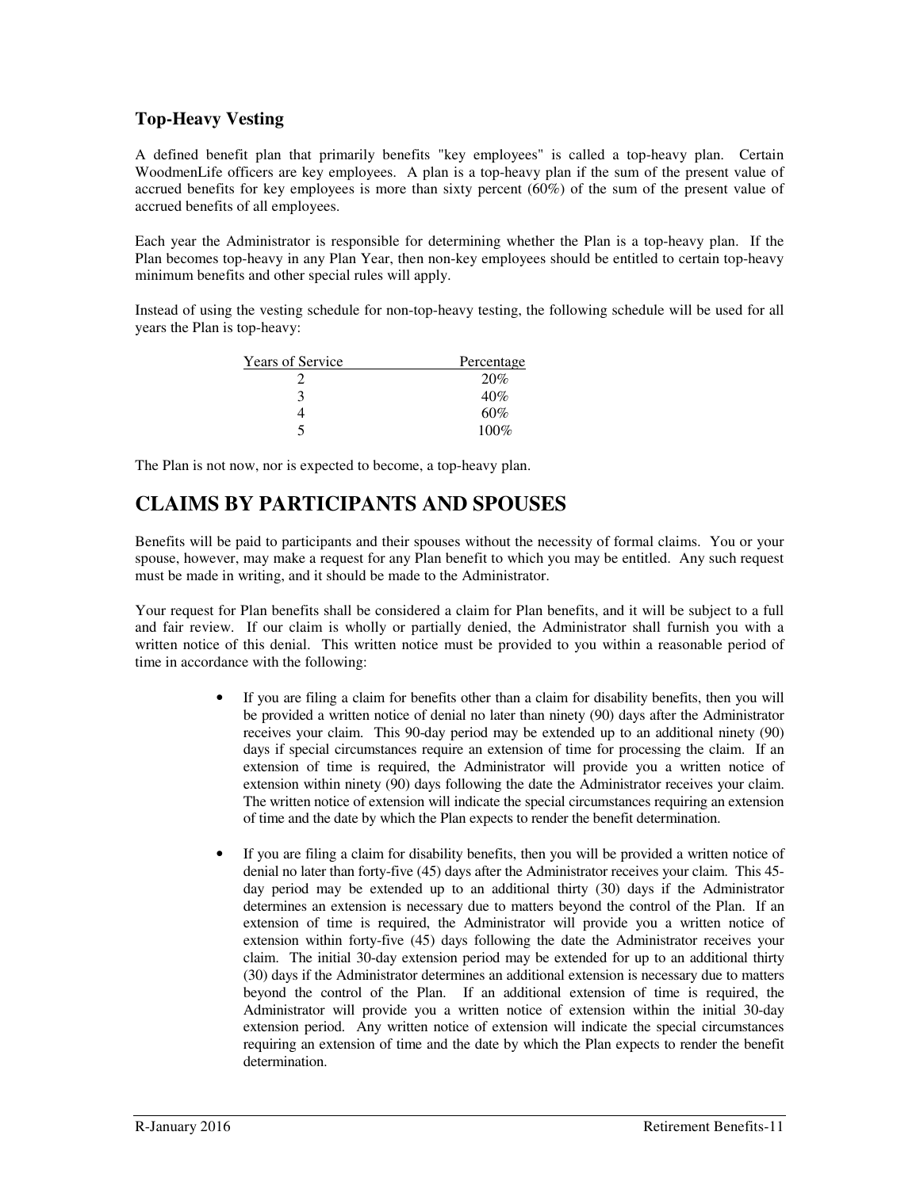### Top-Heavy Vesting

A defined benefit plan that primarily benefits "key employees" is called a top-heavy plan. Certain WoodmenLife officers are key employees. A plan is a top-heavy plan if the sum of the present value of accrued benefits for key employees is more than sixty percent (60%) of the sum of the present value of accrued benefits of all employees.

Each year the Administrator is responsible for determining whether the Plan is a top-heavy plan. If the Plan becomes top-heavy in any Plan Year, then non-key employees should be entitled to certain top-heavy minimum benefits and other special rules will apply.

Instead of using the vesting schedule for non-top-heavy testing, the following schedule will be used for all years the Plan is top-heavy:

| Years of Service | Percentage |
|---|---|
| 2 | 20% |
| 3 | 40% |
| 4 | 60% |
| 5 | 100% |

The Plan is not now, nor is expected to become, a top-heavy plan.

## CLAIMS BY PARTICIPANTS AND SPOUSES

Benefits will be paid to participants and their spouses without the necessity of formal claims. You or your spouse, however, may make a request for any Plan benefit to which you may be entitled. Any such request must be made in writing, and it should be made to the Administrator.

Your request for Plan benefits shall be considered a claim for Plan benefits, and it will be subject to a full and fair review. If our claim is wholly or partially denied, the Administrator shall furnish you with a written notice of this denial. This written notice must be provided to you within a reasonable period of time in accordance with the following:

- If you are filing a claim for benefits other than a claim for disability benefits, then you will be provided a written notice of denial no later than ninety (90) days after the Administrator receives your claim. This 90-day period may be extended up to an additional ninety (90) days if special circumstances require an extension of time for processing the claim. If an extension of time is required, the Administrator will provide you a written notice of extension within ninety (90) days following the date the Administrator receives your claim. The written notice of extension will indicate the special circumstances requiring an extension of time and the date by which the Plan expects to render the benefit determination.

- If you are filing a claim for disability benefits, then you will be provided a written notice of denial no later than forty-five (45) days after the Administrator receives your claim. This 45-day period may be extended up to an additional thirty (30) days if the Administrator determines an extension is necessary due to matters beyond the control of the Plan. If an extension of time is required, the Administrator will provide you a written notice of extension within forty-five (45) days following the date the Administrator receives your claim. The initial 30-day extension period may be extended for up to an additional thirty (30) days if the Administrator determines an additional extension is necessary due to matters beyond the control of the Plan. If an additional extension of time is required, the Administrator will provide you a written notice of extension within the initial 30-day extension period. Any written notice of extension will indicate the special circumstances requiring an extension of time and the date by which the Plan expects to render the benefit determination.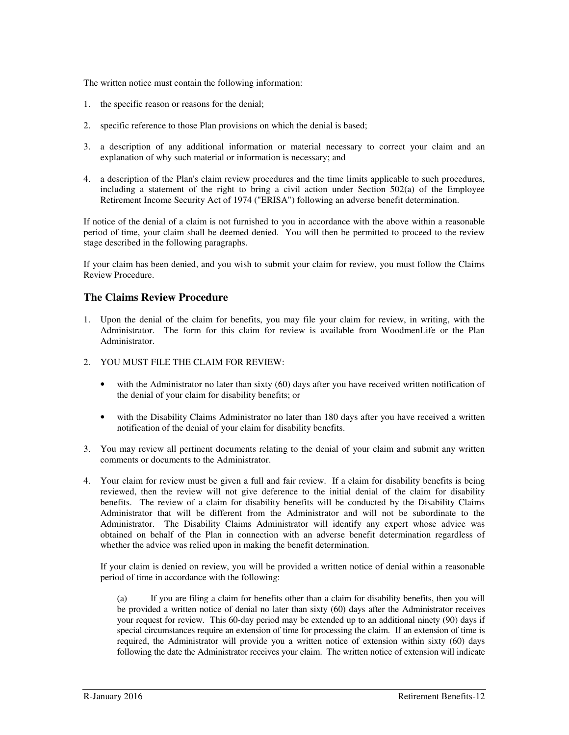The written notice must contain the following information:

1. the specific reason or reasons for the denial;
2. specific reference to those Plan provisions on which the denial is based;
3. a description of any additional information or material necessary to correct your claim and an explanation of why such material or information is necessary; and
4. a description of the Plan's claim review procedures and the time limits applicable to such procedures, including a statement of the right to bring a civil action under Section 502(a) of the Employee Retirement Income Security Act of 1974 ("ERISA") following an adverse benefit determination.

If notice of the denial of a claim is not furnished to you in accordance with the above within a reasonable period of time, your claim shall be deemed denied. You will then be permitted to proceed to the review stage described in the following paragraphs.

If your claim has been denied, and you wish to submit your claim for review, you must follow the Claims Review Procedure.

## The Claims Review Procedure

1. Upon the denial of the claim for benefits, you may file your claim for review, in writing, with the Administrator. The form for this claim for review is available from WoodmenLife or the Plan Administrator.
2. YOU MUST FILE THE CLAIM FOR REVIEW:
   - with the Administrator no later than sixty (60) days after you have received written notification of the denial of your claim for disability benefits; or
   - with the Disability Claims Administrator no later than 180 days after you have received a written notification of the denial of your claim for disability benefits.
3. You may review all pertinent documents relating to the denial of your claim and submit any written comments or documents to the Administrator.
4. Your claim for review must be given a full and fair review. If a claim for disability benefits is being reviewed, then the review will not give deference to the initial denial of the claim for disability benefits. The review of a claim for disability benefits will be conducted by the Disability Claims Administrator that will be different from the Administrator and will not be subordinate to the Administrator. The Disability Claims Administrator will identify any expert whose advice was obtained on behalf of the Plan in connection with an adverse benefit determination regardless of whether the advice was relied upon in making the benefit determination.

   If your claim is denied on review, you will be provided a written notice of denial within a reasonable period of time in accordance with the following:

   (a) If you are filing a claim for benefits other than a claim for disability benefits, then you will be provided a written notice of denial no later than sixty (60) days after the Administrator receives your request for review. This 60-day period may be extended up to an additional ninety (90) days if special circumstances require an extension of time for processing the claim. If an extension of time is required, the Administrator will provide you a written notice of extension within sixty (60) days following the date the Administrator receives your claim. The written notice of extension will indicate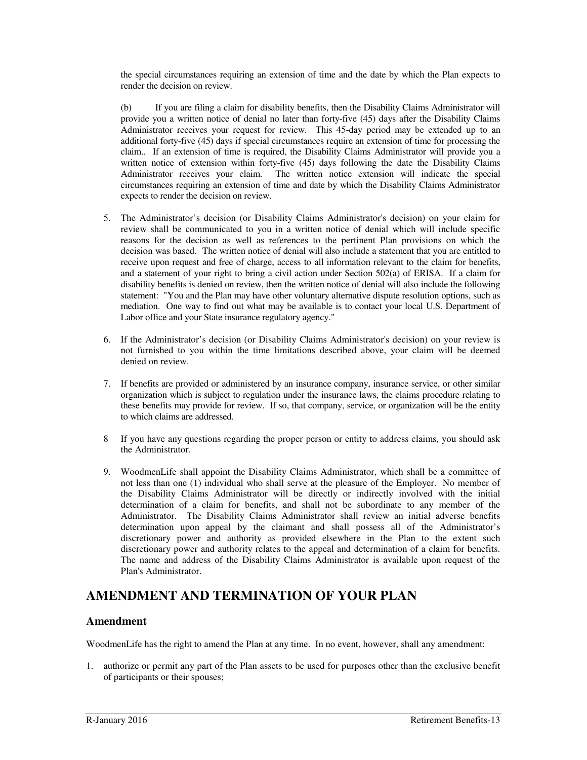the special circumstances requiring an extension of time and the date by which the Plan expects to render the decision on review.

(b) If you are filing a claim for disability benefits, then the Disability Claims Administrator will provide you a written notice of denial no later than forty-five (45) days after the Disability Claims Administrator receives your request for review. This 45-day period may be extended up to an additional forty-five (45) days if special circumstances require an extension of time for processing the claim.. If an extension of time is required, the Disability Claims Administrator will provide you a written notice of extension within forty-five (45) days following the date the Disability Claims Administrator receives your claim. The written notice extension will indicate the special circumstances requiring an extension of time and date by which the Disability Claims Administrator expects to render the decision on review.

5. The Administrator's decision (or Disability Claims Administrator's decision) on your claim for review shall be communicated to you in a written notice of denial which will include specific reasons for the decision as well as references to the pertinent Plan provisions on which the decision was based. The written notice of denial will also include a statement that you are entitled to receive upon request and free of charge, access to all information relevant to the claim for benefits, and a statement of your right to bring a civil action under Section 502(a) of ERISA. If a claim for disability benefits is denied on review, then the written notice of denial will also include the following statement: "You and the Plan may have other voluntary alternative dispute resolution options, such as mediation. One way to find out what may be available is to contact your local U.S. Department of Labor office and your State insurance regulatory agency."

6. If the Administrator's decision (or Disability Claims Administrator's decision) on your review is not furnished to you within the time limitations described above, your claim will be deemed denied on review.

7. If benefits are provided or administered by an insurance company, insurance service, or other similar organization which is subject to regulation under the insurance laws, the claims procedure relating to these benefits may provide for review. If so, that company, service, or organization will be the entity to which claims are addressed.

8 If you have any questions regarding the proper person or entity to address claims, you should ask the Administrator.

9. WoodmenLife shall appoint the Disability Claims Administrator, which shall be a committee of not less than one (1) individual who shall serve at the pleasure of the Employer. No member of the Disability Claims Administrator will be directly or indirectly involved with the initial determination of a claim for benefits, and shall not be subordinate to any member of the Administrator. The Disability Claims Administrator shall review an initial adverse benefits determination upon appeal by the claimant and shall possess all of the Administrator's discretionary power and authority as provided elsewhere in the Plan to the extent such discretionary power and authority relates to the appeal and determination of a claim for benefits. The name and address of the Disability Claims Administrator is available upon request of the Plan's Administrator.

# AMENDMENT AND TERMINATION OF YOUR PLAN

## Amendment

WoodmenLife has the right to amend the Plan at any time. In no event, however, shall any amendment:

1. authorize or permit any part of the Plan assets to be used for purposes other than the exclusive benefit of participants or their spouses;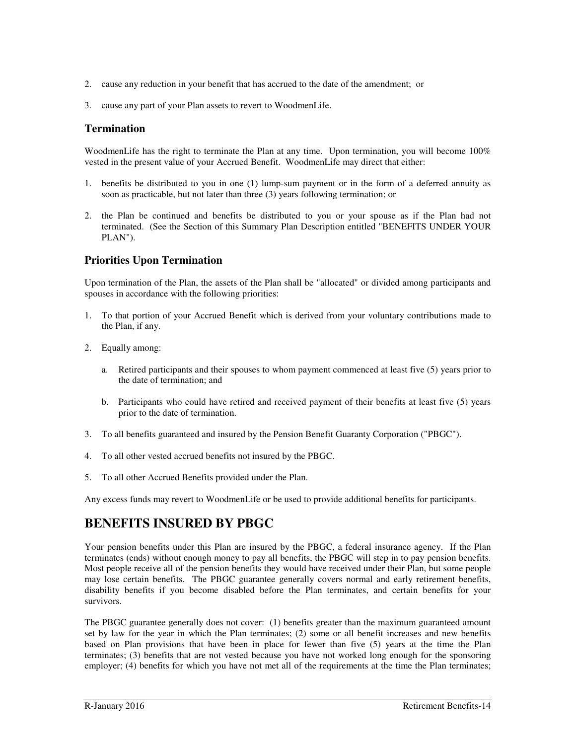2. cause any reduction in your benefit that has accrued to the date of the amendment; or

3. cause any part of your Plan assets to revert to WoodmenLife.

### Termination

WoodmenLife has the right to terminate the Plan at any time. Upon termination, you will become 100% vested in the present value of your Accrued Benefit. WoodmenLife may direct that either:

1. benefits be distributed to you in one (1) lump-sum payment or in the form of a deferred annuity as soon as practicable, but not later than three (3) years following termination; or

2. the Plan be continued and benefits be distributed to you or your spouse as if the Plan had not terminated. (See the Section of this Summary Plan Description entitled "BENEFITS UNDER YOUR PLAN").

### Priorities Upon Termination

Upon termination of the Plan, the assets of the Plan shall be "allocated" or divided among participants and spouses in accordance with the following priorities:

1. To that portion of your Accrued Benefit which is derived from your voluntary contributions made to the Plan, if any.

2. Equally among:

   a. Retired participants and their spouses to whom payment commenced at least five (5) years prior to the date of termination; and

   b. Participants who could have retired and received payment of their benefits at least five (5) years prior to the date of termination.

3. To all benefits guaranteed and insured by the Pension Benefit Guaranty Corporation ("PBGC").

4. To all other vested accrued benefits not insured by the PBGC.

5. To all other Accrued Benefits provided under the Plan.

Any excess funds may revert to WoodmenLife or be used to provide additional benefits for participants.

## BENEFITS INSURED BY PBGC

Your pension benefits under this Plan are insured by the PBGC, a federal insurance agency. If the Plan terminates (ends) without enough money to pay all benefits, the PBGC will step in to pay pension benefits. Most people receive all of the pension benefits they would have received under their Plan, but some people may lose certain benefits. The PBGC guarantee generally covers normal and early retirement benefits, disability benefits if you become disabled before the Plan terminates, and certain benefits for your survivors.

The PBGC guarantee generally does not cover: (1) benefits greater than the maximum guaranteed amount set by law for the year in which the Plan terminates; (2) some or all benefit increases and new benefits based on Plan provisions that have been in place for fewer than five (5) years at the time the Plan terminates; (3) benefits that are not vested because you have not worked long enough for the sponsoring employer; (4) benefits for which you have not met all of the requirements at the time the Plan terminates;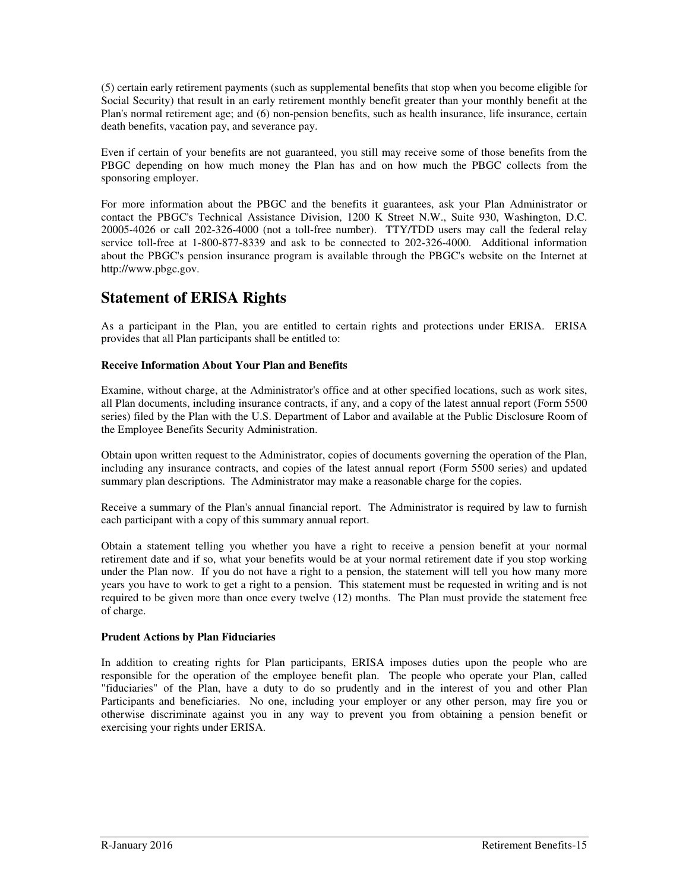(5) certain early retirement payments (such as supplemental benefits that stop when you become eligible for Social Security) that result in an early retirement monthly benefit greater than your monthly benefit at the Plan's normal retirement age; and (6) non-pension benefits, such as health insurance, life insurance, certain death benefits, vacation pay, and severance pay.

Even if certain of your benefits are not guaranteed, you still may receive some of those benefits from the PBGC depending on how much money the Plan has and on how much the PBGC collects from the sponsoring employer.

For more information about the PBGC and the benefits it guarantees, ask your Plan Administrator or contact the PBGC's Technical Assistance Division, 1200 K Street N.W., Suite 930, Washington, D.C. 20005-4026 or call 202-326-4000 (not a toll-free number). TTY/TDD users may call the federal relay service toll-free at 1-800-877-8339 and ask to be connected to 202-326-4000. Additional information about the PBGC's pension insurance program is available through the PBGC's website on the Internet at http://www.pbgc.gov.

## Statement of ERISA Rights

As a participant in the Plan, you are entitled to certain rights and protections under ERISA. ERISA provides that all Plan participants shall be entitled to:

**Receive Information About Your Plan and Benefits**

Examine, without charge, at the Administrator's office and at other specified locations, such as work sites, all Plan documents, including insurance contracts, if any, and a copy of the latest annual report (Form 5500 series) filed by the Plan with the U.S. Department of Labor and available at the Public Disclosure Room of the Employee Benefits Security Administration.

Obtain upon written request to the Administrator, copies of documents governing the operation of the Plan, including any insurance contracts, and copies of the latest annual report (Form 5500 series) and updated summary plan descriptions. The Administrator may make a reasonable charge for the copies.

Receive a summary of the Plan's annual financial report. The Administrator is required by law to furnish each participant with a copy of this summary annual report.

Obtain a statement telling you whether you have a right to receive a pension benefit at your normal retirement date and if so, what your benefits would be at your normal retirement date if you stop working under the Plan now. If you do not have a right to a pension, the statement will tell you how many more years you have to work to get a right to a pension. This statement must be requested in writing and is not required to be given more than once every twelve (12) months. The Plan must provide the statement free of charge.

**Prudent Actions by Plan Fiduciaries**

In addition to creating rights for Plan participants, ERISA imposes duties upon the people who are responsible for the operation of the employee benefit plan. The people who operate your Plan, called "fiduciaries" of the Plan, have a duty to do so prudently and in the interest of you and other Plan Participants and beneficiaries. No one, including your employer or any other person, may fire you or otherwise discriminate against you in any way to prevent you from obtaining a pension benefit or exercising your rights under ERISA.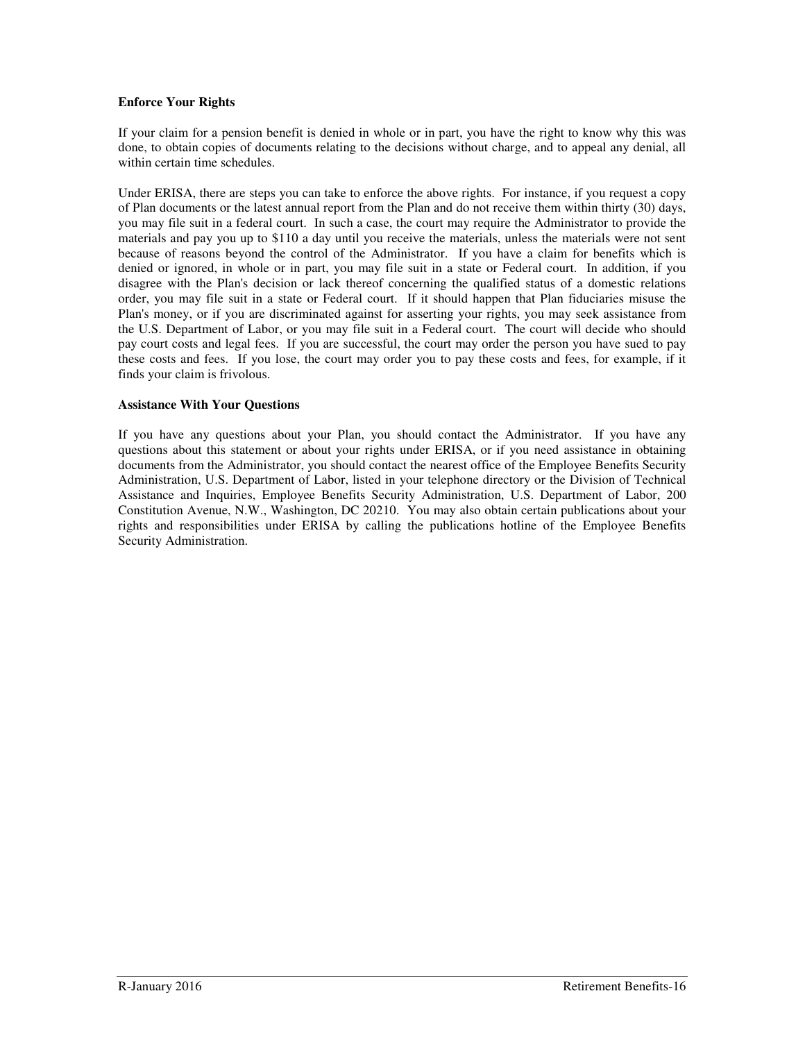**Enforce Your Rights**

If your claim for a pension benefit is denied in whole or in part, you have the right to know why this was done, to obtain copies of documents relating to the decisions without charge, and to appeal any denial, all within certain time schedules.

Under ERISA, there are steps you can take to enforce the above rights. For instance, if you request a copy of Plan documents or the latest annual report from the Plan and do not receive them within thirty (30) days, you may file suit in a federal court. In such a case, the court may require the Administrator to provide the materials and pay you up to $110 a day until you receive the materials, unless the materials were not sent because of reasons beyond the control of the Administrator. If you have a claim for benefits which is denied or ignored, in whole or in part, you may file suit in a state or Federal court. In addition, if you disagree with the Plan's decision or lack thereof concerning the qualified status of a domestic relations order, you may file suit in a state or Federal court. If it should happen that Plan fiduciaries misuse the Plan's money, or if you are discriminated against for asserting your rights, you may seek assistance from the U.S. Department of Labor, or you may file suit in a Federal court. The court will decide who should pay court costs and legal fees. If you are successful, the court may order the person you have sued to pay these costs and fees. If you lose, the court may order you to pay these costs and fees, for example, if it finds your claim is frivolous.

**Assistance With Your Questions**

If you have any questions about your Plan, you should contact the Administrator. If you have any questions about this statement or about your rights under ERISA, or if you need assistance in obtaining documents from the Administrator, you should contact the nearest office of the Employee Benefits Security Administration, U.S. Department of Labor, listed in your telephone directory or the Division of Technical Assistance and Inquiries, Employee Benefits Security Administration, U.S. Department of Labor, 200 Constitution Avenue, N.W., Washington, DC 20210. You may also obtain certain publications about your rights and responsibilities under ERISA by calling the publications hotline of the Employee Benefits Security Administration.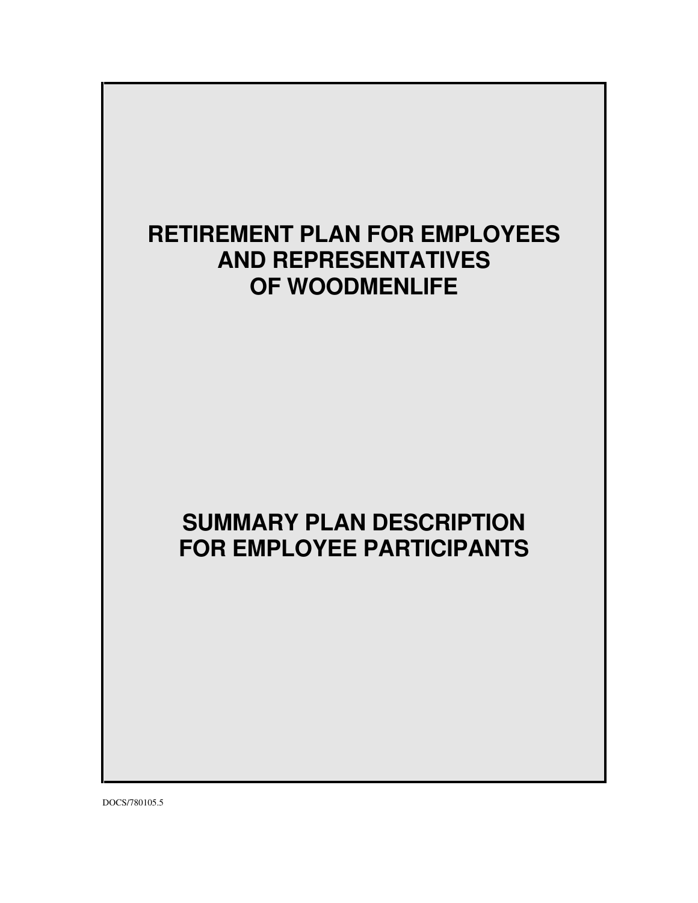# RETIREMENT PLAN FOR EMPLOYEES AND REPRESENTATIVES OF WOODMENLIFE

# SUMMARY PLAN DESCRIPTION FOR EMPLOYEE PARTICIPANTS

DOCS/780105.5